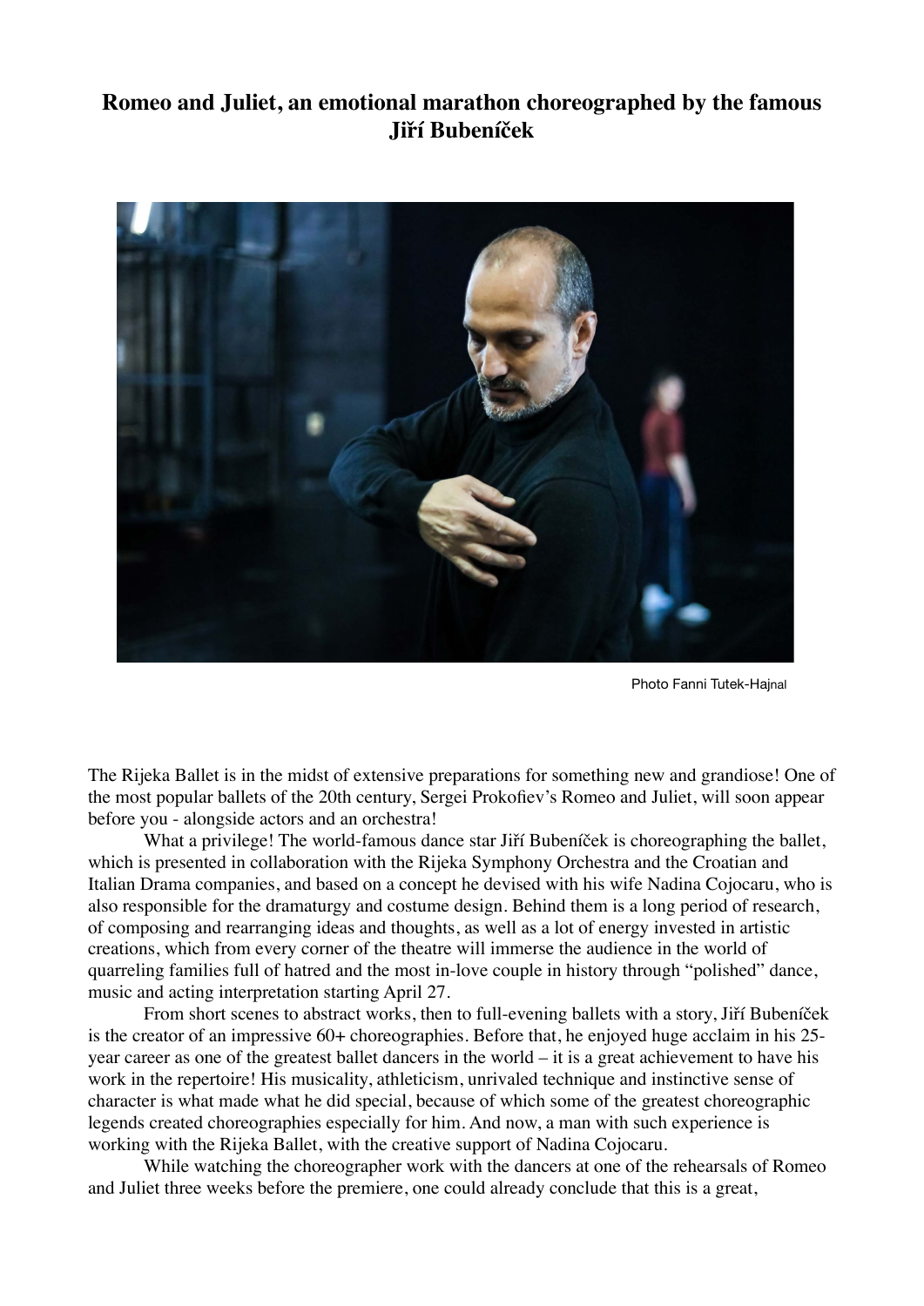# Romeo and Juliet, an emotional marathon choreographed by the famous Jiří Bubeníček

Photo Fanni Tutek-Hajnal

The Rijeka Ballet is in the midst of extensive preparations for something new and grandiose! One of the most popular ballets of the 20th century, Sergei Prokofiev's Romeo and Juliet, will soon appear before you - alongside actors and an orchestra!

What a privilege! The world-famous dance star Jiří Bubeníček is choreographing the ballet, which is presented in collaboration with the Rijeka Symphony Orchestra and the Croatian and Italian Drama companies, and based on a concept he devised with his wife Nadina Cojocaru, who is also responsible for the dramaturgy and costume design. Behind them is a long period of research, of composing and rearranging ideas and thoughts, as well as a lot of energy invested in artistic creations, which from every corner of the theatre will immerse the audience in the world of quarreling families full of hatred and the most in-love couple in history through "polished" dance, music and acting interpretation starting April 27.

From short scenes to abstract works, then to full-evening ballets with a story, Jiří Bubeníček is the creator of an impressive 60+ choreographies. Before that, he enjoyed huge acclaim in his 25-year career as one of the greatest ballet dancers in the world – it is a great achievement to have his work in the repertoire! His musicality, athleticism, unrivaled technique and instinctive sense of character is what made what he did special, because of which some of the greatest choreographic legends created choreographies especially for him. And now, a man with such experience is working with the Rijeka Ballet, with the creative support of Nadina Cojocaru.

While watching the choreographer work with the dancers at one of the rehearsals of Romeo and Juliet three weeks before the premiere, one could already conclude that this is a great,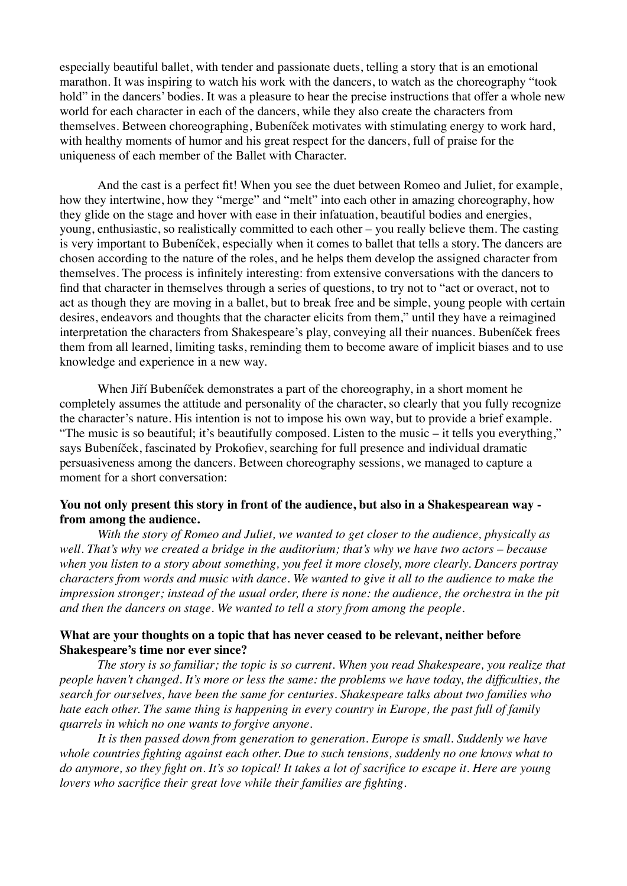especially beautiful ballet, with tender and passionate duets, telling a story that is an emotional marathon. It was inspiring to watch his work with the dancers, to watch as the choreography "took hold" in the dancers' bodies. It was a pleasure to hear the precise instructions that offer a whole new world for each character in each of the dancers, while they also create the characters from themselves. Between choreographing, Bubeníček motivates with stimulating energy to work hard, with healthy moments of humor and his great respect for the dancers, full of praise for the uniqueness of each member of the Ballet with Character.

And the cast is a perfect fit! When you see the duet between Romeo and Juliet, for example, how they intertwine, how they "merge" and "melt" into each other in amazing choreography, how they glide on the stage and hover with ease in their infatuation, beautiful bodies and energies, young, enthusiastic, so realistically committed to each other – you really believe them. The casting is very important to Bubeníček, especially when it comes to ballet that tells a story. The dancers are chosen according to the nature of the roles, and he helps them develop the assigned character from themselves. The process is infinitely interesting: from extensive conversations with the dancers to find that character in themselves through a series of questions, to try not to "act or overact, not to act as though they are moving in a ballet, but to break free and be simple, young people with certain desires, endeavors and thoughts that the character elicits from them," until they have a reimagined interpretation the characters from Shakespeare's play, conveying all their nuances. Bubeníček frees them from all learned, limiting tasks, reminding them to become aware of implicit biases and to use knowledge and experience in a new way.

When Jiří Bubeníček demonstrates a part of the choreography, in a short moment he completely assumes the attitude and personality of the character, so clearly that you fully recognize the character's nature. His intention is not to impose his own way, but to provide a brief example. "The music is so beautiful; it's beautifully composed. Listen to the music – it tells you everything," says Bubeníček, fascinated by Prokofiev, searching for full presence and individual dramatic persuasiveness among the dancers. Between choreography sessions, we managed to capture a moment for a short conversation:

**You not only present this story in front of the audience, but also in a Shakespearean way - from among the audience.**

*With the story of Romeo and Juliet, we wanted to get closer to the audience, physically as well. That's why we created a bridge in the auditorium; that's why we have two actors – because when you listen to a story about something, you feel it more closely, more clearly. Dancers portray characters from words and music with dance. We wanted to give it all to the audience to make the impression stronger; instead of the usual order, there is none: the audience, the orchestra in the pit and then the dancers on stage. We wanted to tell a story from among the people.*

**What are your thoughts on a topic that has never ceased to be relevant, neither before Shakespeare's time nor ever since?**

*The story is so familiar; the topic is so current. When you read Shakespeare, you realize that people haven't changed. It's more or less the same: the problems we have today, the difficulties, the search for ourselves, have been the same for centuries. Shakespeare talks about two families who hate each other. The same thing is happening in every country in Europe, the past full of family quarrels in which no one wants to forgive anyone.*

*It is then passed down from generation to generation. Europe is small. Suddenly we have whole countries fighting against each other. Due to such tensions, suddenly no one knows what to do anymore, so they fight on. It's so topical! It takes a lot of sacrifice to escape it. Here are young lovers who sacrifice their great love while their families are fighting.*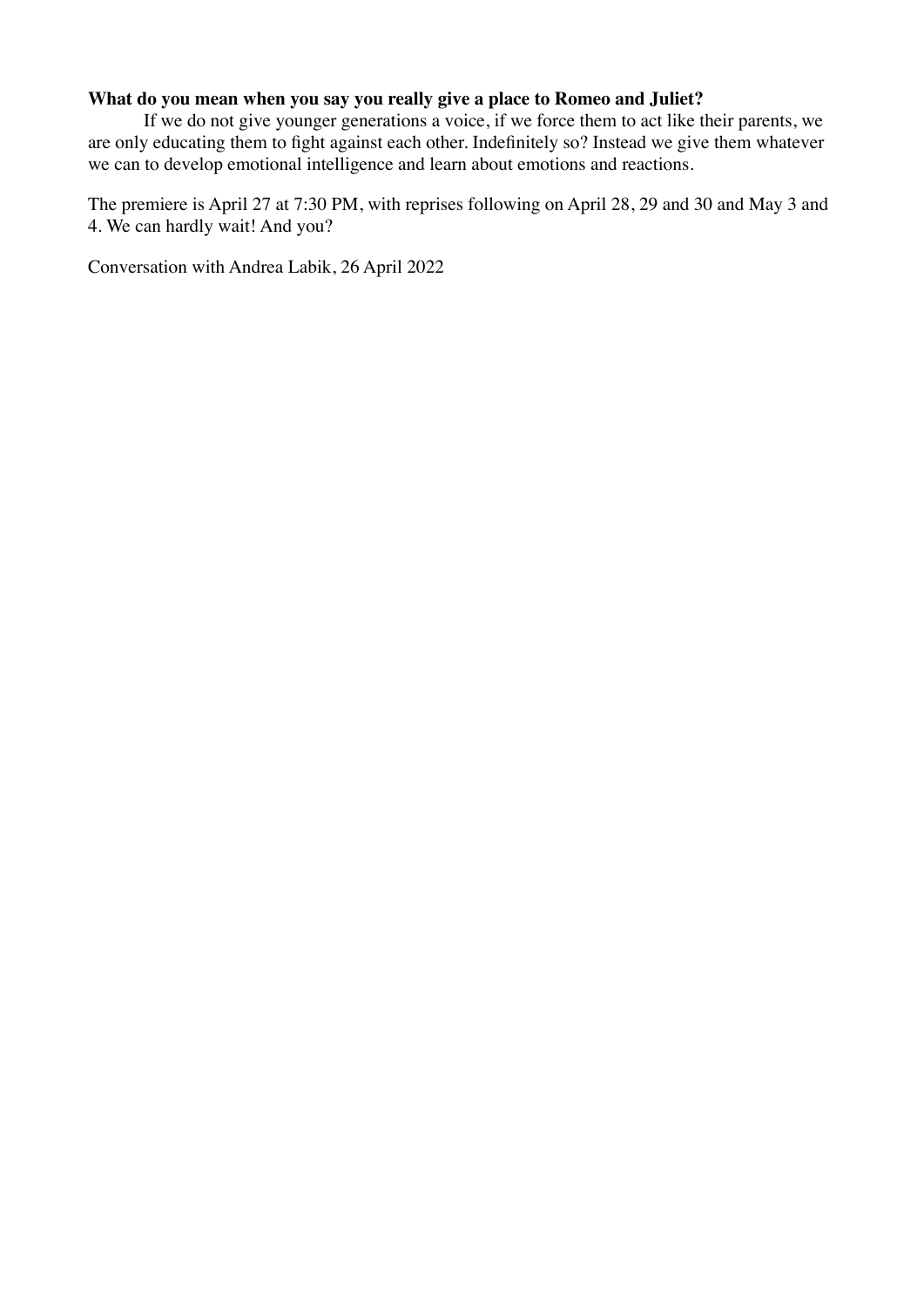**What do you mean when you say you really give a place to Romeo and Juliet?**

If we do not give younger generations a voice, if we force them to act like their parents, we are only educating them to fight against each other. Indefinitely so? Instead we give them whatever we can to develop emotional intelligence and learn about emotions and reactions.

The premiere is April 27 at 7:30 PM, with reprises following on April 28, 29 and 30 and May 3 and 4. We can hardly wait! And you?

Conversation with Andrea Labik, 26 April 2022